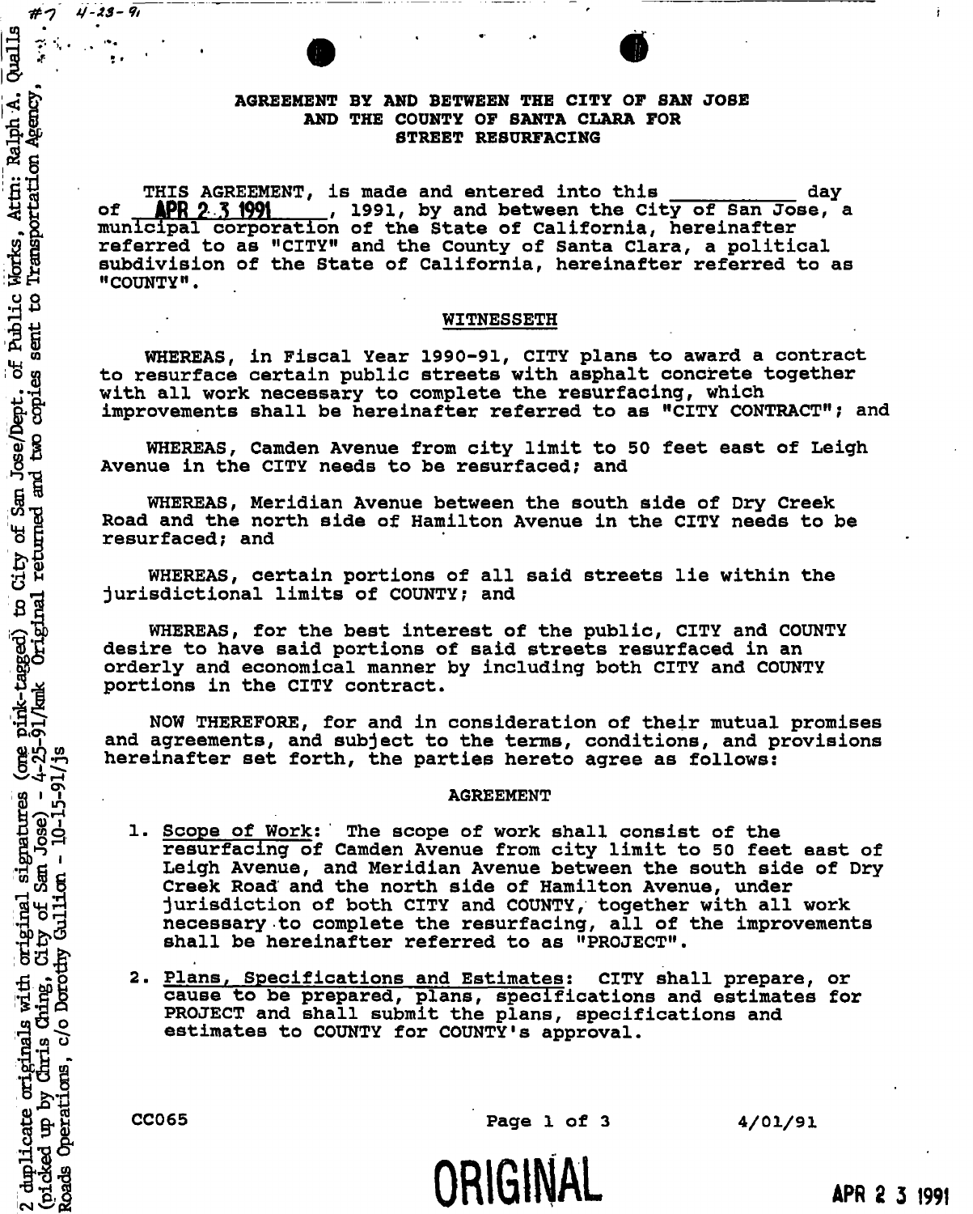#7 4-23-91

2 duplicate originals with original signatures (one pink-tagged) to City of San Jose/Dept. of Public Works, Attn: Ralph A. Qualls (picked up by Chris Ching, City of San Jose) - 4-25-91/kmk Original returned and two copies sent to Transportation Agency, Roads Operations, c/o Dorothy Gullion - 10-15-91/js

**AGREEMENT BY AND BETWEEN THE CITY OF SAN JOSE AND THE COUNTY OF SANTA CLARA FOR STREET RESURFACING**

THIS AGREEMENT, is made and entered into this __________ day of APR 2 3 1991, 1991, by and between the City of San Jose, a municipal corporation of the State of California, hereinafter referred to as "CITY" and the County of Santa Clara, a political subdivision of the State of California, hereinafter referred to as "COUNTY".

WITNESSETH

WHEREAS, in Fiscal Year 1990-91, CITY plans to award a contract to resurface certain public streets with asphalt concrete together with all work necessary to complete the resurfacing, which improvements shall be hereinafter referred to as "CITY CONTRACT"; and

WHEREAS, Camden Avenue from city limit to 50 feet east of Leigh Avenue in the CITY needs to be resurfaced; and

WHEREAS, Meridian Avenue between the south side of Dry Creek Road and the north side of Hamilton Avenue in the CITY needs to be resurfaced; and

WHEREAS, certain portions of all said streets lie within the jurisdictional limits of COUNTY; and

WHEREAS, for the best interest of the public, CITY and COUNTY desire to have said portions of said streets resurfaced in an orderly and economical manner by including both CITY and COUNTY portions in the CITY contract.

NOW THEREFORE, for and in consideration of their mutual promises and agreements, and subject to the terms, conditions, and provisions hereinafter set forth, the parties hereto agree as follows:

AGREEMENT

1. Scope of Work: The scope of work shall consist of the resurfacing of Camden Avenue from city limit to 50 feet east of Leigh Avenue, and Meridian Avenue between the south side of Dry Creek Road and the north side of Hamilton Avenue, under jurisdiction of both CITY and COUNTY, together with all work necessary to complete the resurfacing, all of the improvements shall be hereinafter referred to as "PROJECT".

2. Plans, Specifications and Estimates: CITY shall prepare, or cause to be prepared, plans, specifications and estimates for PROJECT and shall submit the plans, specifications and estimates to COUNTY for COUNTY's approval.

CC065 4/01/91

ORIGINAL

APR 2 3 1991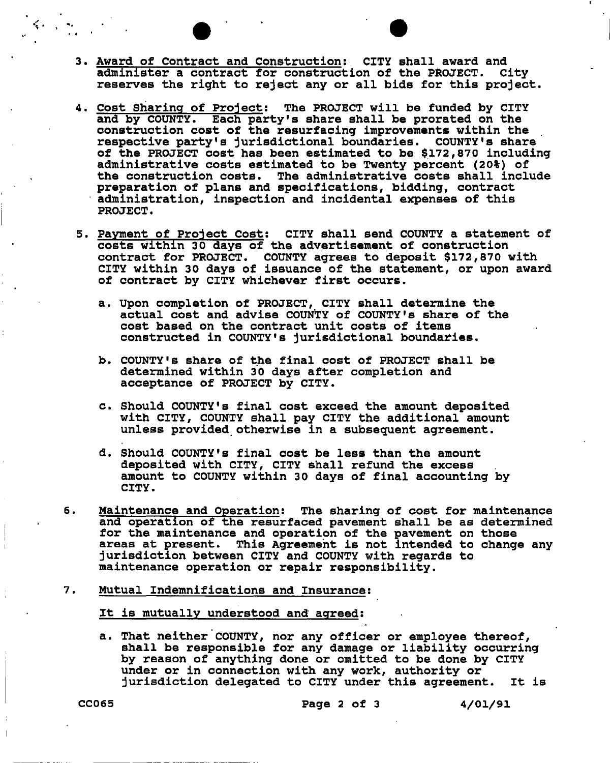3. <u>Award of Contract and Construction</u>: CITY shall award and administer a contract for construction of the PROJECT. City reserves the right to reject any or all bids for this project.

4. <u>Cost Sharing of Project</u>: The PROJECT will be funded by CITY and by COUNTY. Each party's share shall be prorated on the construction cost of the resurfacing improvements within the respective party's jurisdictional boundaries. COUNTY's share of the PROJECT cost has been estimated to be $172,870 including administrative costs estimated to be Twenty percent (20%) of the construction costs. The administrative costs shall include preparation of plans and specifications, bidding, contract administration, inspection and incidental expenses of this PROJECT.

5. <u>Payment of Project Cost</u>: CITY shall send COUNTY a statement of costs within 30 days of the advertisement of construction contract for PROJECT. COUNTY agrees to deposit $172,870 with CITY within 30 days of issuance of the statement, or upon award of contract by CITY whichever first occurs.

   a. Upon completion of PROJECT, CITY shall determine the actual cost and advise COUNTY of COUNTY's share of the cost based on the contract unit costs of items constructed in COUNTY's jurisdictional boundaries.

   b. COUNTY's share of the final cost of PROJECT shall be determined within 30 days after completion and acceptance of PROJECT by CITY.

   c. Should COUNTY's final cost exceed the amount deposited with CITY, COUNTY shall pay CITY the additional amount unless provided otherwise in a subsequent agreement.

   d. Should COUNTY's final cost be less than the amount deposited with CITY, CITY shall refund the excess amount to COUNTY within 30 days of final accounting by CITY.

6. <u>Maintenance and Operation</u>: The sharing of cost for maintenance and operation of the resurfaced pavement shall be as determined for the maintenance and operation of the pavement on those areas at present. This Agreement is not intended to change any jurisdiction between CITY and COUNTY with regards to maintenance operation or repair responsibility.

7. <u>Mutual Indemnifications and Insurance</u>:

   <u>It is mutually understood and agreed</u>:

   a. That neither COUNTY, nor any officer or employee thereof, shall be responsible for any damage or liability occurring by reason of anything done or omitted to be done by CITY under or in connection with any work, authority or jurisdiction delegated to CITY under this agreement. It is

CC065 4/01/91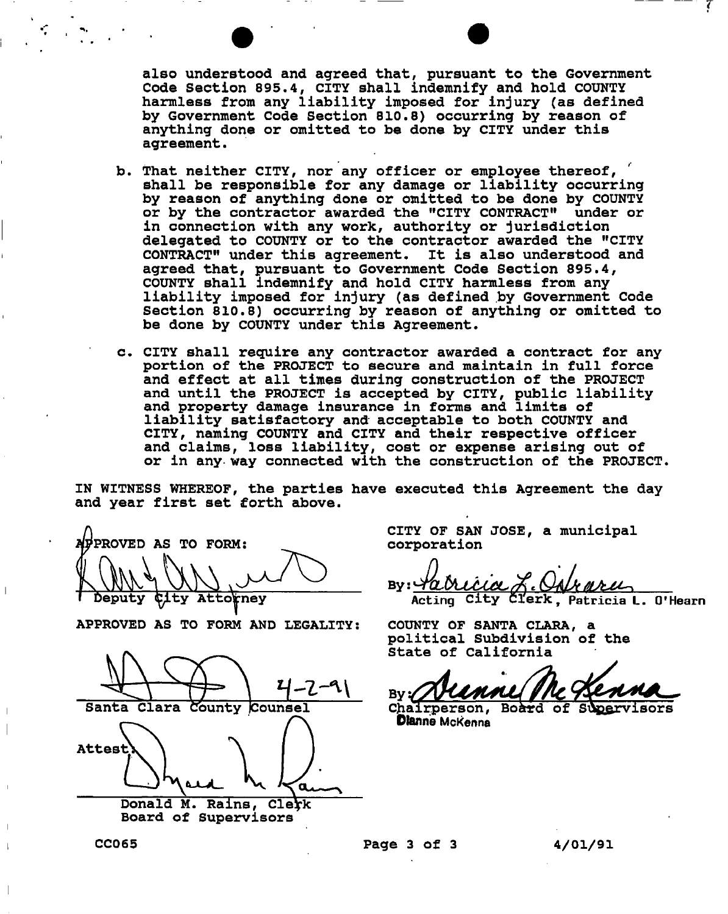also understood and agreed that, pursuant to the Government Code Section 895.4, CITY shall indemnify and hold COUNTY harmless from any liability imposed for injury (as defined by Government Code Section 810.8) occurring by reason of anything done or omitted to be done by CITY under this agreement.

b. That neither CITY, nor any officer or employee thereof, shall be responsible for any damage or liability occurring by reason of anything done or omitted to be done by COUNTY or by the contractor awarded the "CITY CONTRACT" under or in connection with any work, authority or jurisdiction delegated to COUNTY or to the contractor awarded the "CITY CONTRACT" under this agreement. It is also understood and agreed that, pursuant to Government Code Section 895.4, COUNTY shall indemnify and hold CITY harmless from any liability imposed for injury (as defined by Government Code Section 810.8) occurring by reason of anything or omitted to be done by COUNTY under this Agreement.

c. CITY shall require any contractor awarded a contract for any portion of the PROJECT to secure and maintain in full force and effect at all times during construction of the PROJECT and until the PROJECT is accepted by CITY, public liability and property damage insurance in forms and limits of liability satisfactory and acceptable to both COUNTY and CITY, naming COUNTY and CITY and their respective officer and claims, loss liability, cost or expense arising out of or in any way connected with the construction of the PROJECT.

IN WITNESS WHEREOF, the parties have executed this Agreement the day and year first set forth above.

APPROVED AS TO FORM:

[Signature]
Deputy City Attorney

CITY OF SAN JOSE, a municipal corporation

By: [Signature]
Acting City Clerk, Patricia L. O'Hearn

APPROVED AS TO FORM AND LEGALITY:

[Signature] 4-2-91
Santa Clara County Counsel

COUNTY OF SANTA CLARA, a political Subdivision of the State of California

By: [Signature]
Chairperson, Board of Supervisors
Dianne McKenna

Attest: [Signature]
Donald M. Rains, Clerk
Board of Supervisors

CC065 4/01/91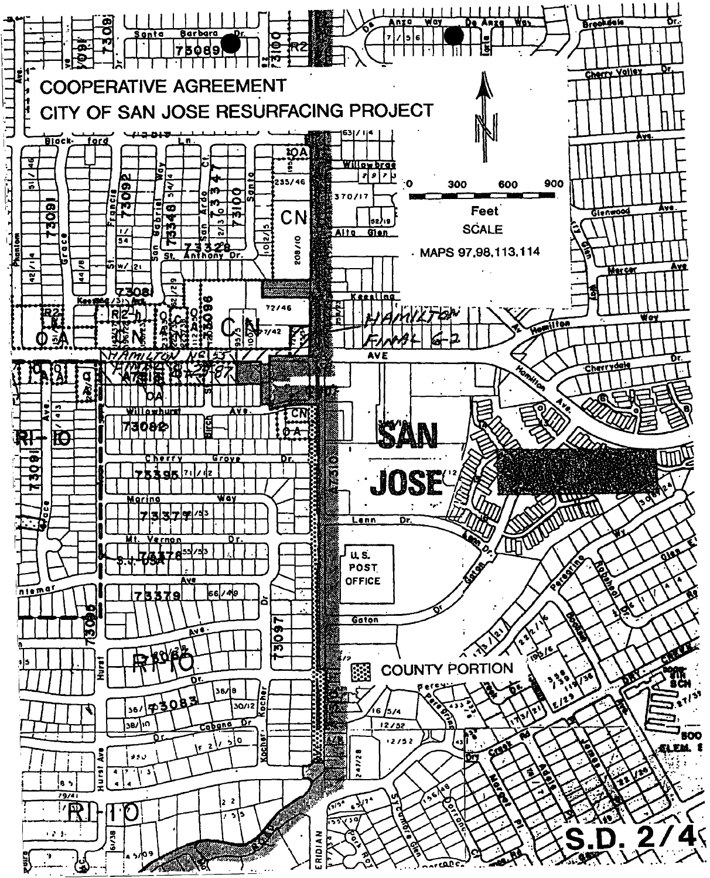# COOPERATIVE AGREEMENT

# CITY OF SAN JOSE RESURFACING PROJECT

0 300 600 900

Feet

SCALE

MAPS 97,98,113,114

COUNTY PORTION

SAN JOSE

U.S. POST OFFICE

S.D. 2/4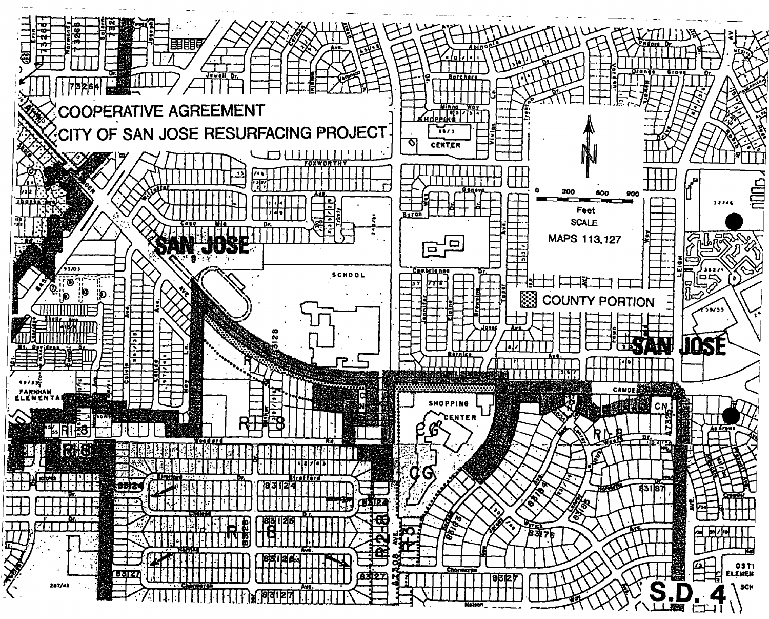# COOPERATIVE AGREEMENT

# CITY OF SAN JOSE RESURFACING PROJECT

COUNTY PORTION

SCALE

0 300 600 900

Feet

MAPS 113,127

SAN JOSE

S.D. 4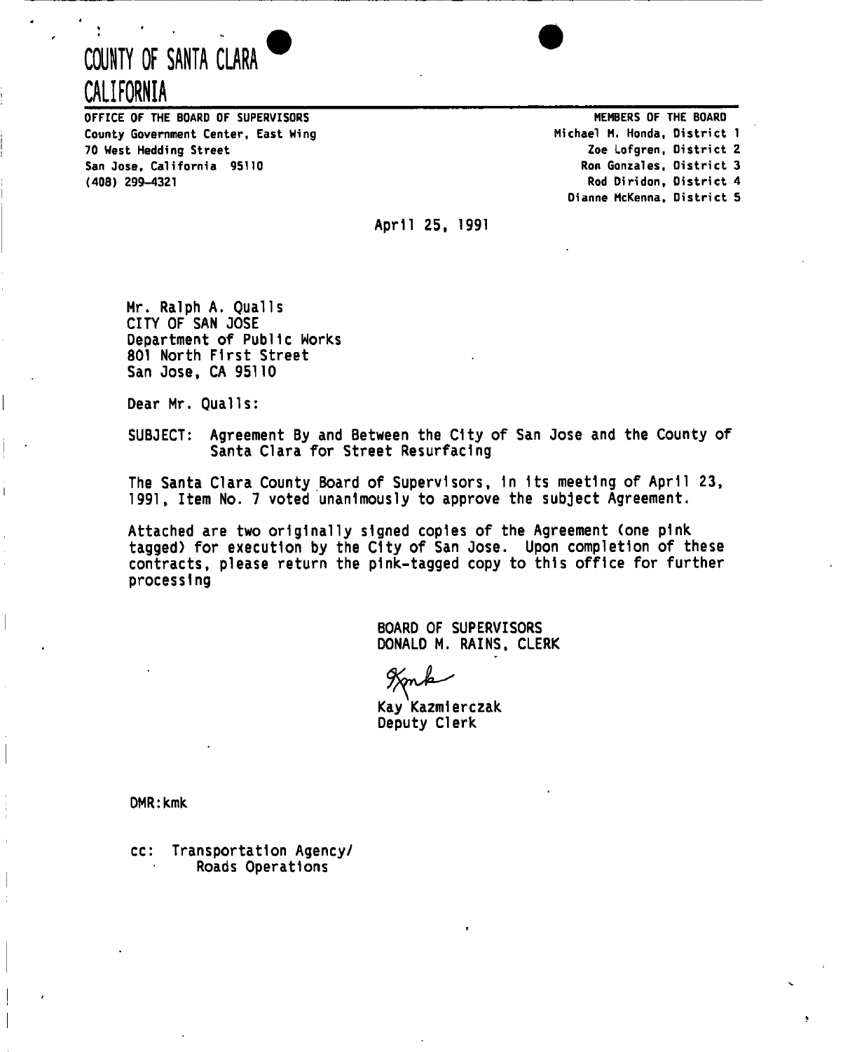# COUNTY OF SANTA CLARA
# CALIFORNIA

**OFFICE OF THE BOARD OF SUPERVISORS**
**County Government Center, East Wing**
**70 West Hedding Street**
**San Jose, California 95110**
**(408) 299-4321**

**MEMBERS OF THE BOARD**
**Michael M. Honda, District 1**
**Zoe Lofgren, District 2**
**Ron Gonzales, District 3**
**Rod Diridon, District 4**
**Dianne McKenna, District 5**

April 25, 1991

Mr. Ralph A. Qualls
CITY OF SAN JOSE
Department of Public Works
801 North First Street
San Jose, CA 95110

Dear Mr. Qualls:

SUBJECT: Agreement By and Between the City of San Jose and the County of Santa Clara for Street Resurfacing

The Santa Clara County Board of Supervisors, in its meeting of April 23, 1991, Item No. 7 voted unanimously to approve the subject Agreement.

Attached are two originally signed copies of the Agreement (one pink tagged) for execution by the City of San Jose. Upon completion of these contracts, please return the pink-tagged copy to this office for further processing

BOARD OF SUPERVISORS
DONALD M. RAINS, CLERK

Kay Kazmierczak
Deputy Clerk

DMR:kmk

cc: Transportation Agency/
Roads Operations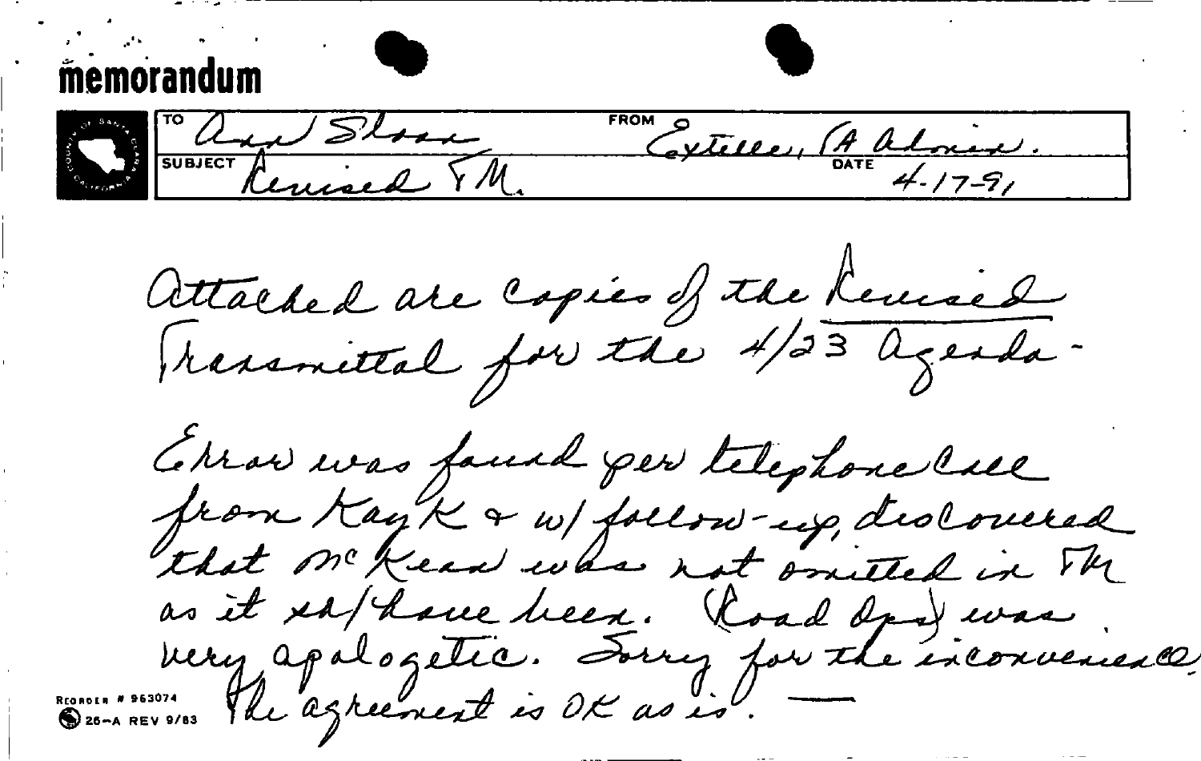# memorandum

| TO | FROM |
|---|---|
| Ann Sloan | Estelle, (A. Alonzo). |
| **SUBJECT** | **DATE** |
| Revised TM. | 4-17-91 |

Attached are copies of the Revised Transmittal for the 4/23 Agenda -

Error was found per telephone call from Kay K & w/ follow-up, discovered that McKean was not omitted in TM as it sh/have been. (Road Dept) was very apologetic. Sorry for the inconvenience. The agreement is OK as is. —

RECORDER # 963074
26-A REV 9/83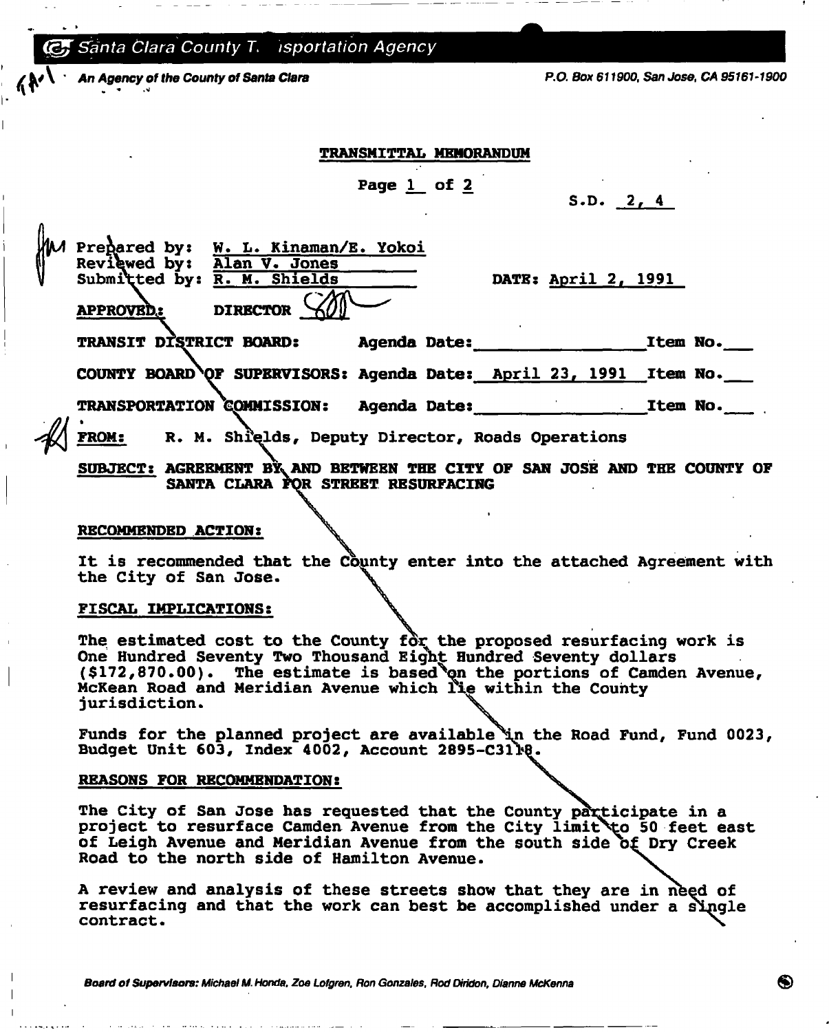Santa Clara County Transportation Agency

*An Agency of the County of Santa Clara*

*P.O. Box 611900, San Jose, CA 95161-1900*

**TRANSMITTAL MEMORANDUM**

Page 1 of 2

S.D. 2, 4

Prepared by: W. L. Kinaman/E. Yokoi
Reviewed by: Alan V. Jones
Submitted by: R. M. Shields

DATE: April 2, 1991

**APPROVED:** DIRECTOR

**TRANSIT DISTRICT BOARD:** Agenda Date:\_\_\_\_\_\_\_\_ Item No.\_\_\_

**COUNTY BOARD OF SUPERVISORS:** Agenda Date: April 23, 1991 Item No.\_\_\_

**TRANSPORTATION COMMISSION:** Agenda Date:\_\_\_\_\_\_\_\_ Item No.\_\_\_

**FROM:** R. M. Shields, Deputy Director, Roads Operations

**SUBJECT: AGREEMENT BY AND BETWEEN THE CITY OF SAN JOSE AND THE COUNTY OF SANTA CLARA FOR STREET RESURFACING**

**RECOMMENDED ACTION:**

It is recommended that the County enter into the attached Agreement with the City of San Jose.

**FISCAL IMPLICATIONS:**

The estimated cost to the County for the proposed resurfacing work is One Hundred Seventy Two Thousand Eight Hundred Seventy dollars ($172,870.00). The estimate is based on the portions of Camden Avenue, McKean Road and Meridian Avenue which lie within the County jurisdiction.

Funds for the planned project are available in the Road Fund, Fund 0023, Budget Unit 603, Index 4002, Account 2895-C3118.

**REASONS FOR RECOMMENDATION:**

The City of San Jose has requested that the County participate in a project to resurface Camden Avenue from the City limit to 50 feet east of Leigh Avenue and Meridian Avenue from the south side of Dry Creek Road to the north side of Hamilton Avenue.

A review and analysis of these streets show that they are in need of resurfacing and that the work can best be accomplished under a single contract.

*Board of Supervisors: Michael M. Honda, Zoe Lofgren, Ron Gonzales, Rod Diridon, Dianne McKenna*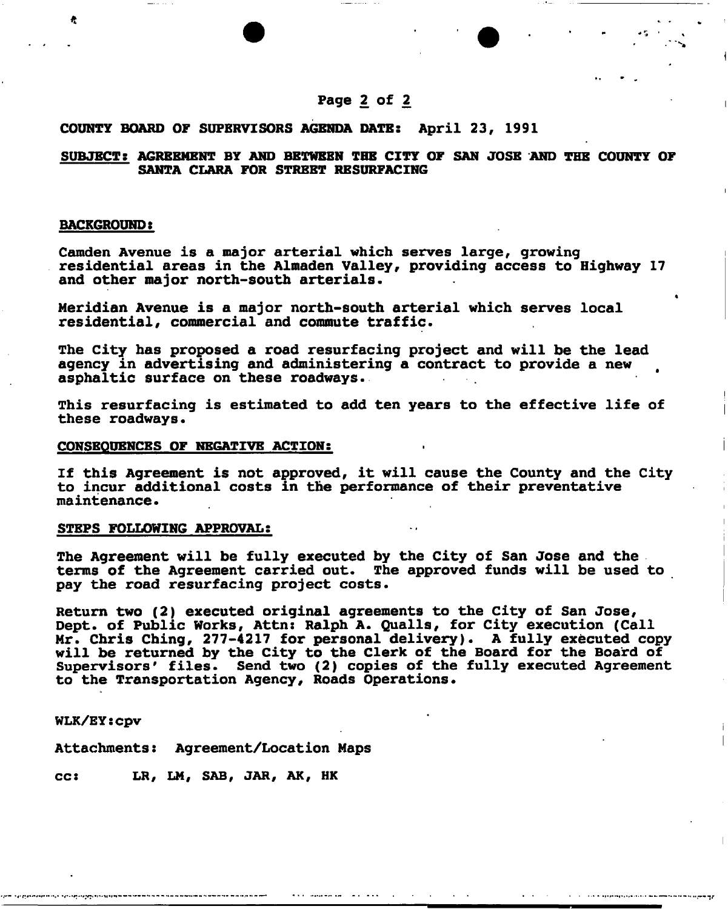**COUNTY BOARD OF SUPERVISORS AGENDA DATE: April 23, 1991**

**SUBJECT: AGREEMENT BY AND BETWEEN THE CITY OF SAN JOSE AND THE COUNTY OF SANTA CLARA FOR STREET RESURFACING**

**BACKGROUND:**

Camden Avenue is a major arterial which serves large, growing residential areas in the Almaden Valley, providing access to Highway 17 and other major north-south arterials.

Meridian Avenue is a major north-south arterial which serves local residential, commercial and commute traffic.

The City has proposed a road resurfacing project and will be the lead agency in advertising and administering a contract to provide a new asphaltic surface on these roadways.

This resurfacing is estimated to add ten years to the effective life of these roadways.

**CONSEQUENCES OF NEGATIVE ACTION:**

If this Agreement is not approved, it will cause the County and the City to incur additional costs in the performance of their preventative maintenance.

**STEPS FOLLOWING APPROVAL:**

The Agreement will be fully executed by the City of San Jose and the terms of the Agreement carried out. The approved funds will be used to pay the road resurfacing project costs.

Return two (2) executed original agreements to the City of San Jose, Dept. of Public Works, Attn: Ralph A. Qualls, for City execution (Call Mr. Chris Ching, 277-4217 for personal delivery). A fully executed copy will be returned by the City to the Clerk of the Board for the Board of Supervisors' files. Send two (2) copies of the fully executed Agreement to the Transportation Agency, Roads Operations.

WLK/EY:cpv

Attachments: Agreement/Location Maps

cc: LR, LM, SAB, JAR, AK, HK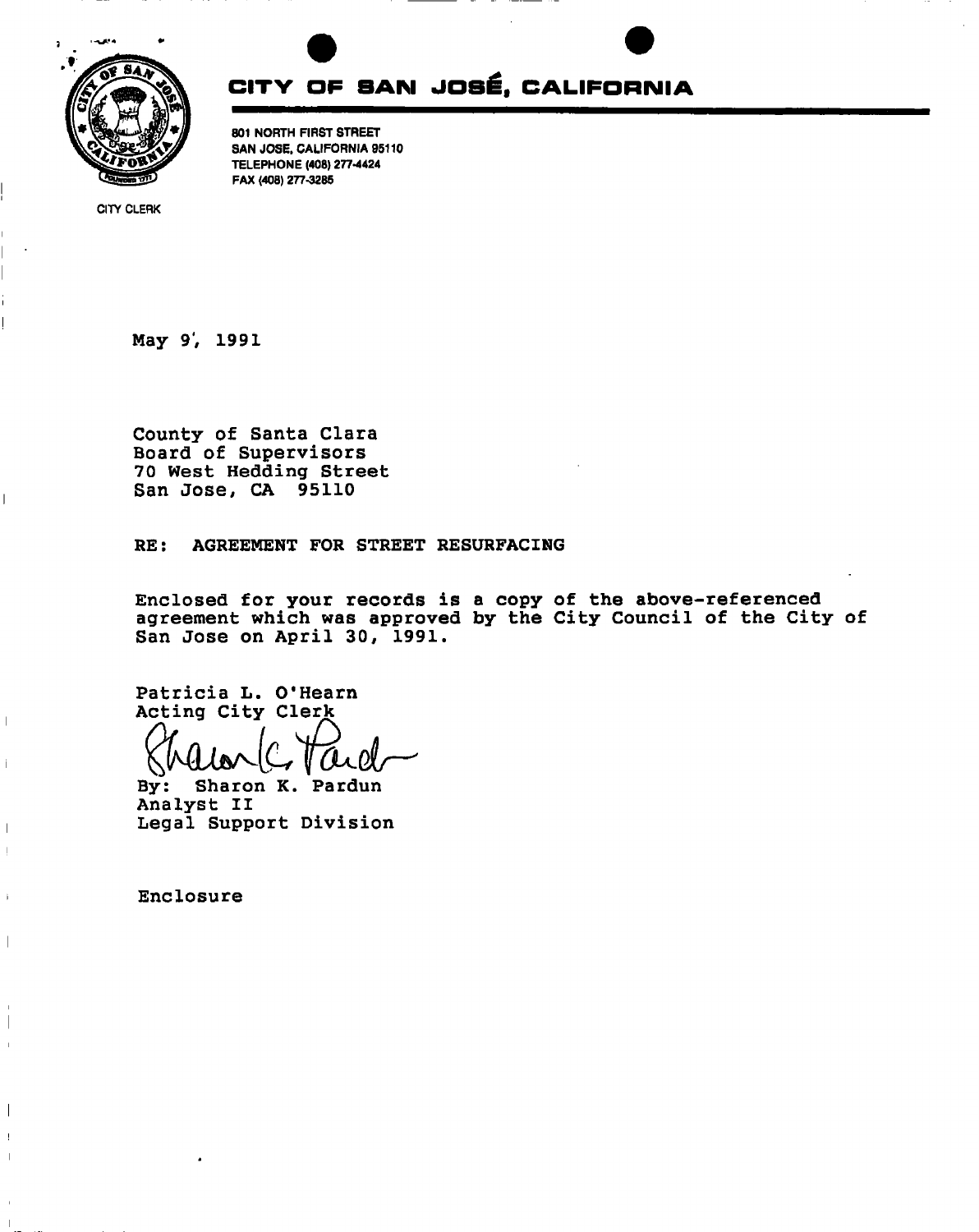# CITY OF SAN JOSÉ, CALIFORNIA

801 NORTH FIRST STREET
SAN JOSE, CALIFORNIA 95110
TELEPHONE (408) 277-4424
FAX (408) 277-3285

CITY CLERK

May 9, 1991

County of Santa Clara
Board of Supervisors
70 West Hedding Street
San Jose, CA 95110

RE: AGREEMENT FOR STREET RESURFACING

Enclosed for your records is a copy of the above-referenced agreement which was approved by the City Council of the City of San Jose on April 30, 1991.

Patricia L. O'Hearn
Acting City Clerk

By: Sharon K. Pardun
Analyst II
Legal Support Division

Enclosure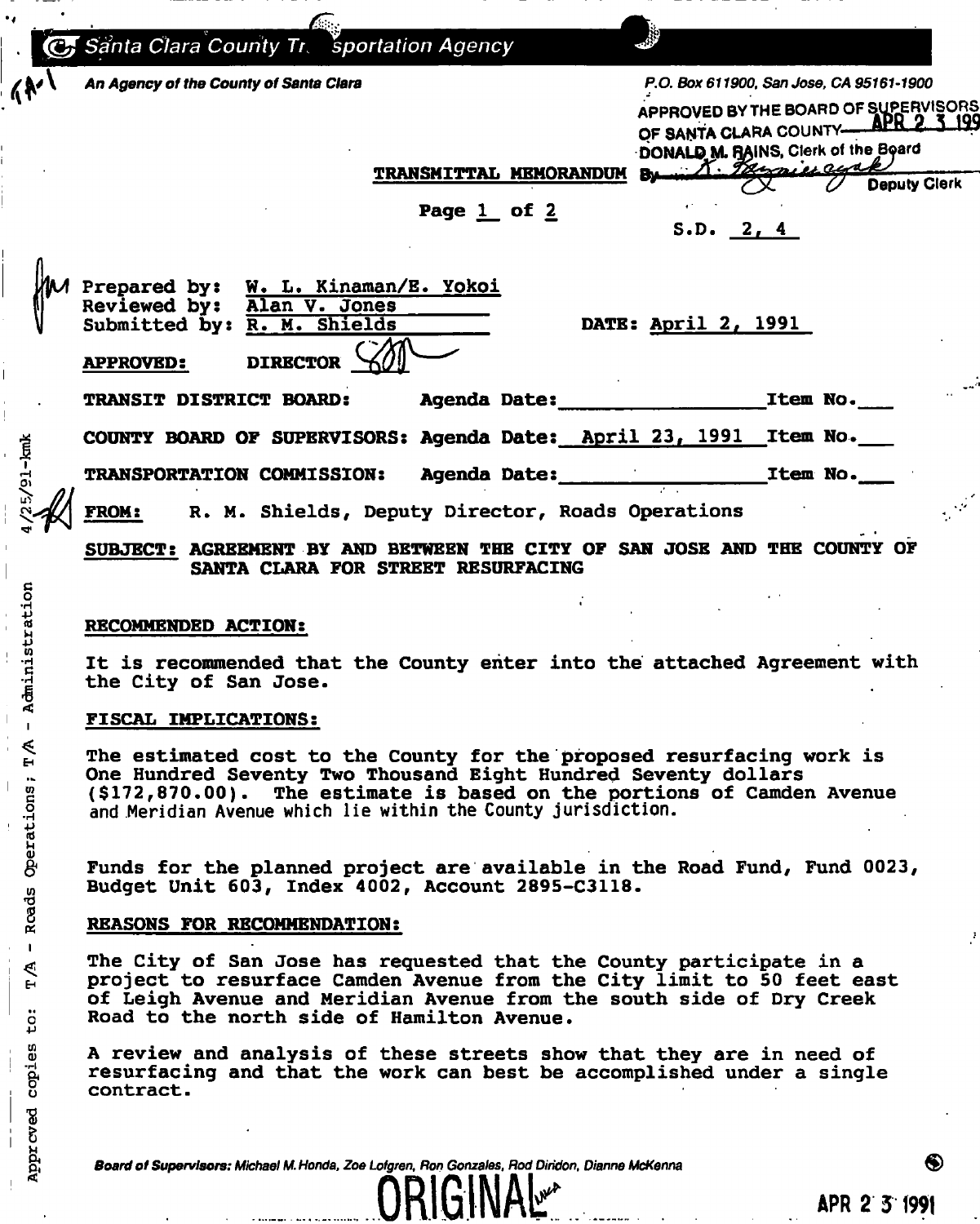**Santa Clara County Transportation Agency**

*An Agency of the County of Santa Clara*

*P.O. Box 611900, San Jose, CA 95161-1900*

APPROVED BY THE BOARD OF SUPERVISORS OF SANTA CLARA COUNTY APR 2 3 199
DONALD M. RAINS, Clerk of the Board
By ________ Deputy Clerk

**TRANSMITTAL MEMORANDUM**

S.D. 2, 4

Prepared by: W. L. Kinaman/E. Yokoi
Reviewed by: Alan V. Jones
Submitted by: R. M. Shields

DATE: April 2, 1991

**APPROVED:** DIRECTOR

**TRANSIT DISTRICT BOARD:** Agenda Date:__________ Item No.___

**COUNTY BOARD OF SUPERVISORS:** Agenda Date: April 23, 1991 Item No.___

**TRANSPORTATION COMMISSION:** Agenda Date:__________ Item No.___

**FROM:** R. M. Shields, Deputy Director, Roads Operations

**SUBJECT: AGREEMENT BY AND BETWEEN THE CITY OF SAN JOSE AND THE COUNTY OF SANTA CLARA FOR STREET RESURFACING**

**RECOMMENDED ACTION:**

It is recommended that the County enter into the attached Agreement with the City of San Jose.

**FISCAL IMPLICATIONS:**

The estimated cost to the County for the proposed resurfacing work is One Hundred Seventy Two Thousand Eight Hundred Seventy dollars ($172,870.00). The estimate is based on the portions of Camden Avenue and Meridian Avenue which lie within the County jurisdiction.

Funds for the planned project are available in the Road Fund, Fund 0023, Budget Unit 603, Index 4002, Account 2895-C3118.

**REASONS FOR RECOMMENDATION:**

The City of San Jose has requested that the County participate in a project to resurface Camden Avenue from the City limit to 50 feet east of Leigh Avenue and Meridian Avenue from the south side of Dry Creek Road to the north side of Hamilton Avenue.

A review and analysis of these streets show that they are in need of resurfacing and that the work can best be accomplished under a single contract.

Approved copies to: T/A - Roads Operations; T/A - Administration 4/25/91-kmk

*Board of Supervisors: Michael M. Honda, Zoe Lofgren, Ron Gonzales, Rod Diridon, Dianne McKenna*

ORIGINAL

APR 2 3 1991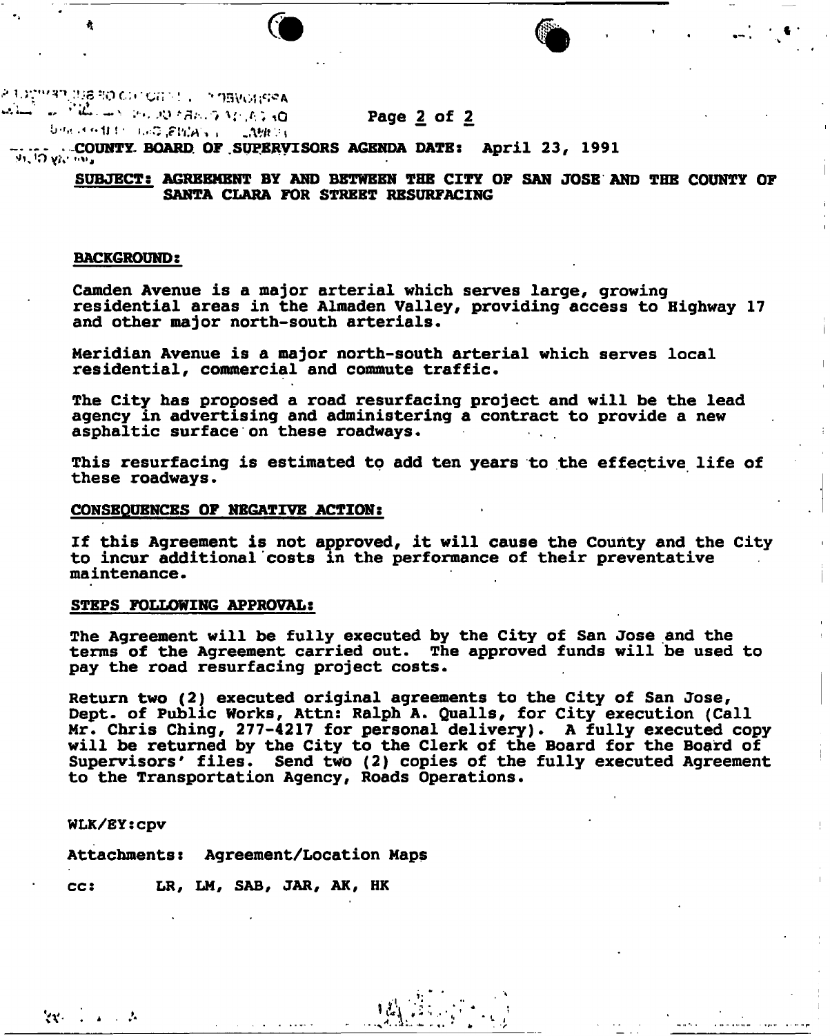COUNTY BOARD OF SUPERVISORS AGENDA DATE: April 23, 1991

**SUBJECT: AGREEMENT BY AND BETWEEN THE CITY OF SAN JOSE AND THE COUNTY OF SANTA CLARA FOR STREET RESURFACING**

**BACKGROUND:**

Camden Avenue is a major arterial which serves large, growing residential areas in the Almaden Valley, providing access to Highway 17 and other major north-south arterials.

Meridian Avenue is a major north-south arterial which serves local residential, commercial and commute traffic.

The City has proposed a road resurfacing project and will be the lead agency in advertising and administering a contract to provide a new asphaltic surface on these roadways.

This resurfacing is estimated to add ten years to the effective life of these roadways.

**CONSEQUENCES OF NEGATIVE ACTION:**

If this Agreement is not approved, it will cause the County and the City to incur additional costs in the performance of their preventative maintenance.

**STEPS FOLLOWING APPROVAL:**

The Agreement will be fully executed by the City of San Jose and the terms of the Agreement carried out. The approved funds will be used to pay the road resurfacing project costs.

Return two (2) executed original agreements to the City of San Jose, Dept. of Public Works, Attn: Ralph A. Qualls, for City execution (Call Mr. Chris Ching, 277-4217 for personal delivery). A fully executed copy will be returned by the City to the Clerk of the Board for the Board of Supervisors' files. Send two (2) copies of the fully executed Agreement to the Transportation Agency, Roads Operations.

WLK/EY:cpv

Attachments: Agreement/Location Maps

cc: LR, LM, SAB, JAR, AK, HK